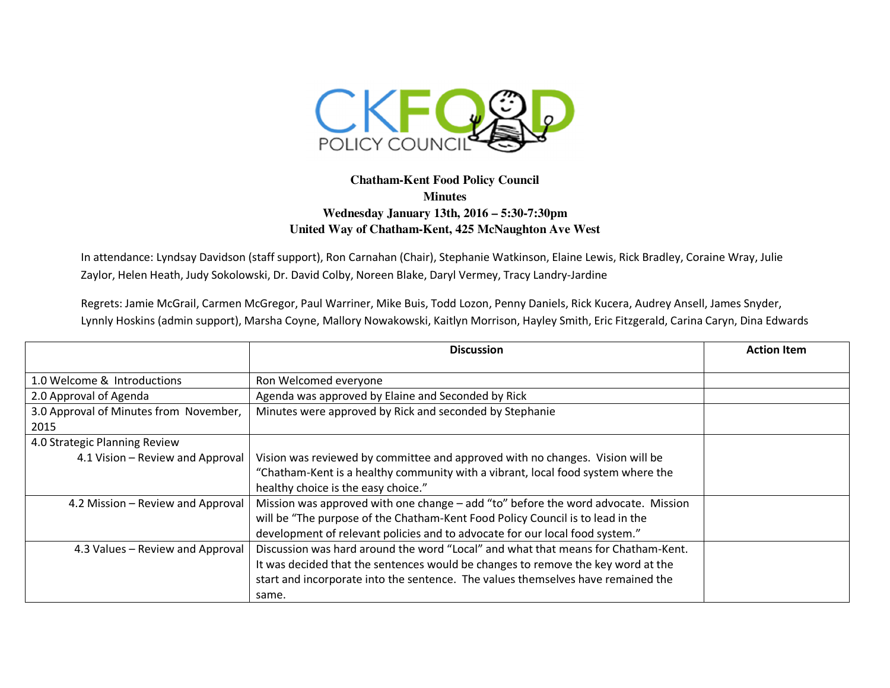CKFOOD POLICY COUNCIL

**Chatham-Kent Food Policy Council**
**Minutes**
**Wednesday January 13th, 2016 – 5:30-7:30pm**
**United Way of Chatham-Kent, 425 McNaughton Ave West**

In attendance: Lyndsay Davidson (staff support), Ron Carnahan (Chair), Stephanie Watkinson, Elaine Lewis, Rick Bradley, Coraine Wray, Julie Zaylor, Helen Heath, Judy Sokolowski, Dr. David Colby, Noreen Blake, Daryl Vermey, Tracy Landry-Jardine

Regrets: Jamie McGrail, Carmen McGregor, Paul Warriner, Mike Buis, Todd Lozon, Penny Daniels, Rick Kucera, Audrey Ansell, James Snyder, Lynnly Hoskins (admin support), Marsha Coyne, Mallory Nowakowski, Kaitlyn Morrison, Hayley Smith, Eric Fitzgerald, Carina Caryn, Dina Edwards

| | Discussion | Action Item |
|---|---|---|
| 1.0 Welcome & Introductions | Ron Welcomed everyone | |
| 2.0 Approval of Agenda | Agenda was approved by Elaine and Seconded by Rick | |
| 3.0 Approval of Minutes from November, 2015 | Minutes were approved by Rick and seconded by Stephanie | |
| 4.0 Strategic Planning Review<br>4.1 Vision – Review and Approval | Vision was reviewed by committee and approved with no changes. Vision will be "Chatham-Kent is a healthy community with a vibrant, local food system where the healthy choice is the easy choice." | |
| 4.2 Mission – Review and Approval | Mission was approved with one change – add "to" before the word advocate. Mission will be "The purpose of the Chatham-Kent Food Policy Council is to lead in the development of relevant policies and to advocate for our local food system." | |
| 4.3 Values – Review and Approval | Discussion was hard around the word "Local" and what that means for Chatham-Kent. It was decided that the sentences would be changes to remove the key word at the start and incorporate into the sentence. The values themselves have remained the same. | |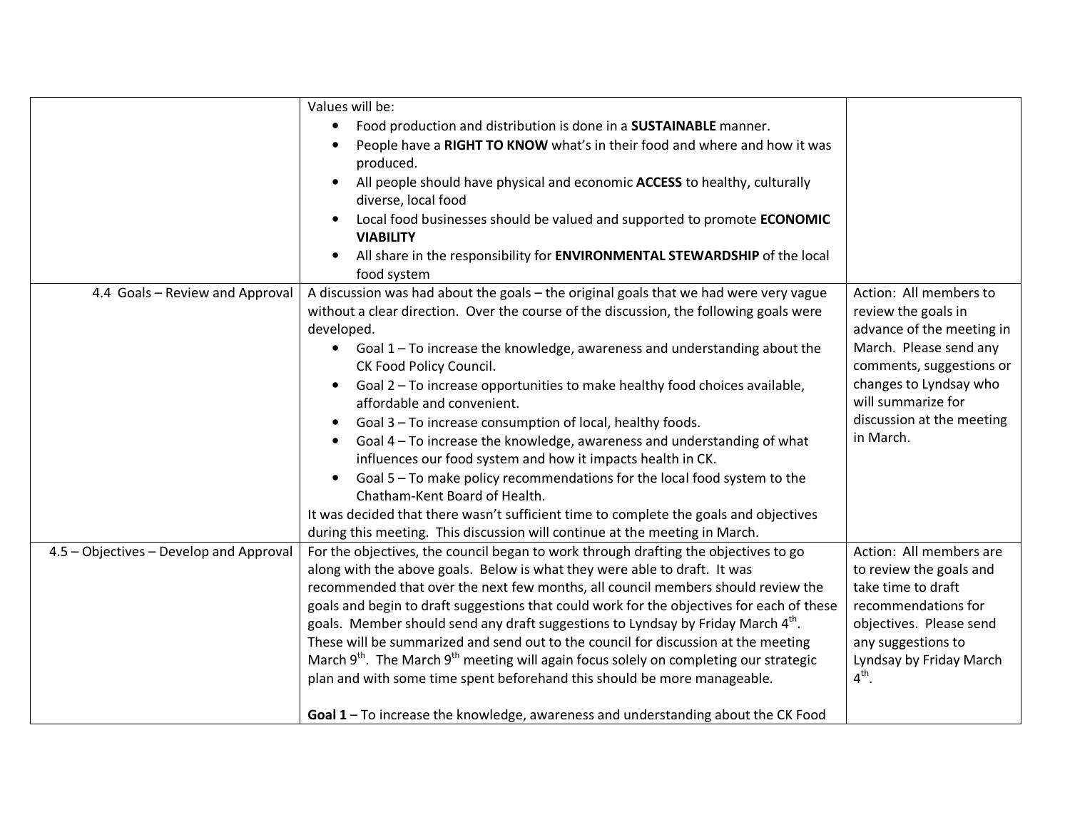| | | |
|---|---|---|
| | Values will be:<br>• Food production and distribution is done in a **SUSTAINABLE** manner.<br>• People have a **RIGHT TO KNOW** what's in their food and where and how it was produced.<br>• All people should have physical and economic **ACCESS** to healthy, culturally diverse, local food<br>• Local food businesses should be valued and supported to promote **ECONOMIC VIABILITY**<br>• All share in the responsibility for **ENVIRONMENTAL STEWARDSHIP** of the local food system | |
| 4.4 Goals – Review and Approval | A discussion was had about the goals – the original goals that we had were very vague without a clear direction. Over the course of the discussion, the following goals were developed.<br>• Goal 1 – To increase the knowledge, awareness and understanding about the CK Food Policy Council.<br>• Goal 2 – To increase opportunities to make healthy food choices available, affordable and convenient.<br>• Goal 3 – To increase consumption of local, healthy foods.<br>• Goal 4 – To increase the knowledge, awareness and understanding of what influences our food system and how it impacts health in CK.<br>• Goal 5 – To make policy recommendations for the local food system to the Chatham-Kent Board of Health.<br>It was decided that there wasn't sufficient time to complete the goals and objectives during this meeting. This discussion will continue at the meeting in March. | Action: All members to review the goals in advance of the meeting in March. Please send any comments, suggestions or changes to Lyndsay who will summarize for discussion at the meeting in March. |
| 4.5 – Objectives – Develop and Approval | For the objectives, the council began to work through drafting the objectives to go along with the above goals. Below is what they were able to draft. It was recommended that over the next few months, all council members should review the goals and begin to draft suggestions that could work for the objectives for each of these goals. Member should send any draft suggestions to Lyndsay by Friday March 4th. These will be summarized and send out to the council for discussion at the meeting March 9th. The March 9th meeting will again focus solely on completing our strategic plan and with some time spent beforehand this should be more manageable.<br><br>**Goal 1** – To increase the knowledge, awareness and understanding about the CK Food | Action: All members are to review the goals and take time to draft recommendations for objectives. Please send any suggestions to Lyndsay by Friday March 4th. |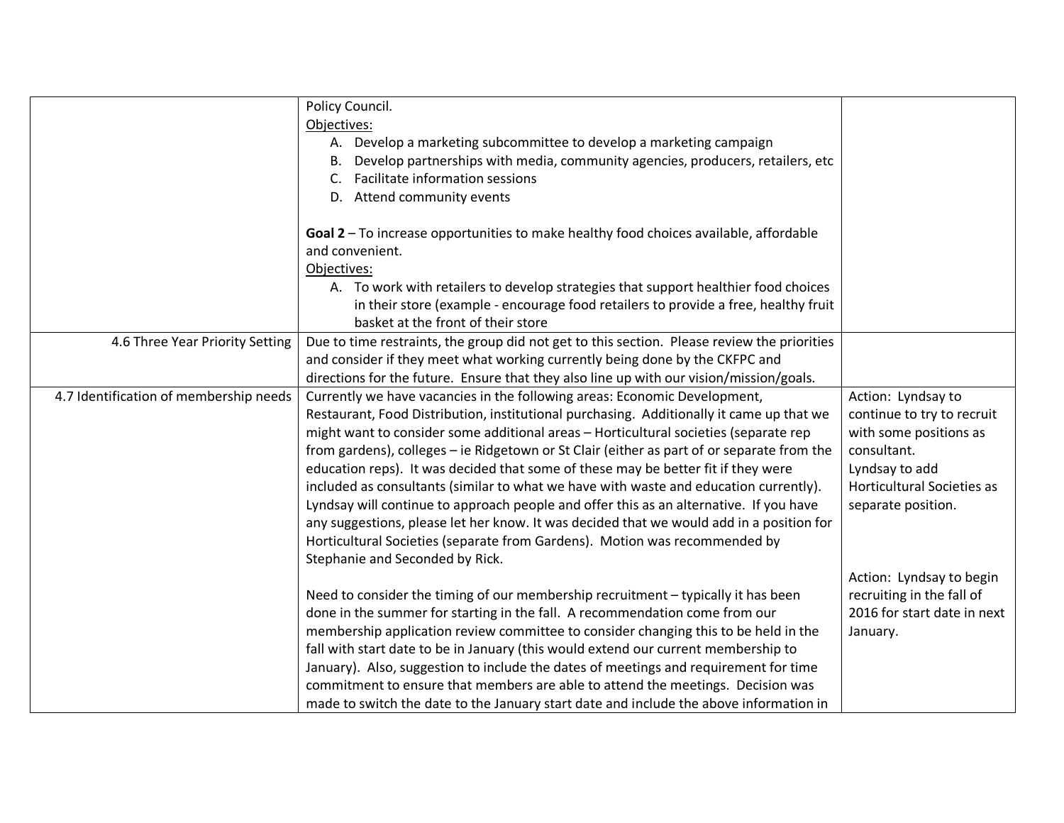| | | |
|---|---|---|
| | Policy Council.<br>Objectives:<br>A. Develop a marketing subcommittee to develop a marketing campaign<br>B. Develop partnerships with media, community agencies, producers, retailers, etc<br>C. Facilitate information sessions<br>D. Attend community events<br><br>**Goal 2** – To increase opportunities to make healthy food choices available, affordable and convenient.<br>Objectives:<br>A. To work with retailers to develop strategies that support healthier food choices in their store (example - encourage food retailers to provide a free, healthy fruit basket at the front of their store | |
| 4.6 Three Year Priority Setting | Due to time restraints, the group did not get to this section. Please review the priorities and consider if they meet what working currently being done by the CKFPC and directions for the future. Ensure that they also line up with our vision/mission/goals. | |
| 4.7 Identification of membership needs | Currently we have vacancies in the following areas: Economic Development, Restaurant, Food Distribution, institutional purchasing. Additionally it came up that we might want to consider some additional areas – Horticultural societies (separate rep from gardens), colleges – ie Ridgetown or St Clair (either as part of or separate from the education reps). It was decided that some of these may be better fit if they were included as consultants (similar to what we have with waste and education currently). Lyndsay will continue to approach people and offer this as an alternative. If you have any suggestions, please let her know. It was decided that we would add in a position for Horticultural Societies (separate from Gardens). Motion was recommended by Stephanie and Seconded by Rick.<br><br>Need to consider the timing of our membership recruitment – typically it has been done in the summer for starting in the fall. A recommendation come from our membership application review committee to consider changing this to be held in the fall with start date to be in January (this would extend our current membership to January). Also, suggestion to include the dates of meetings and requirement for time commitment to ensure that members are able to attend the meetings. Decision was made to switch the date to the January start date and include the above information in | Action: Lyndsay to continue to try to recruit with some positions as consultant.<br>Lyndsay to add Horticultural Societies as separate position.<br><br>Action: Lyndsay to begin recruiting in the fall of 2016 for start date in next January. |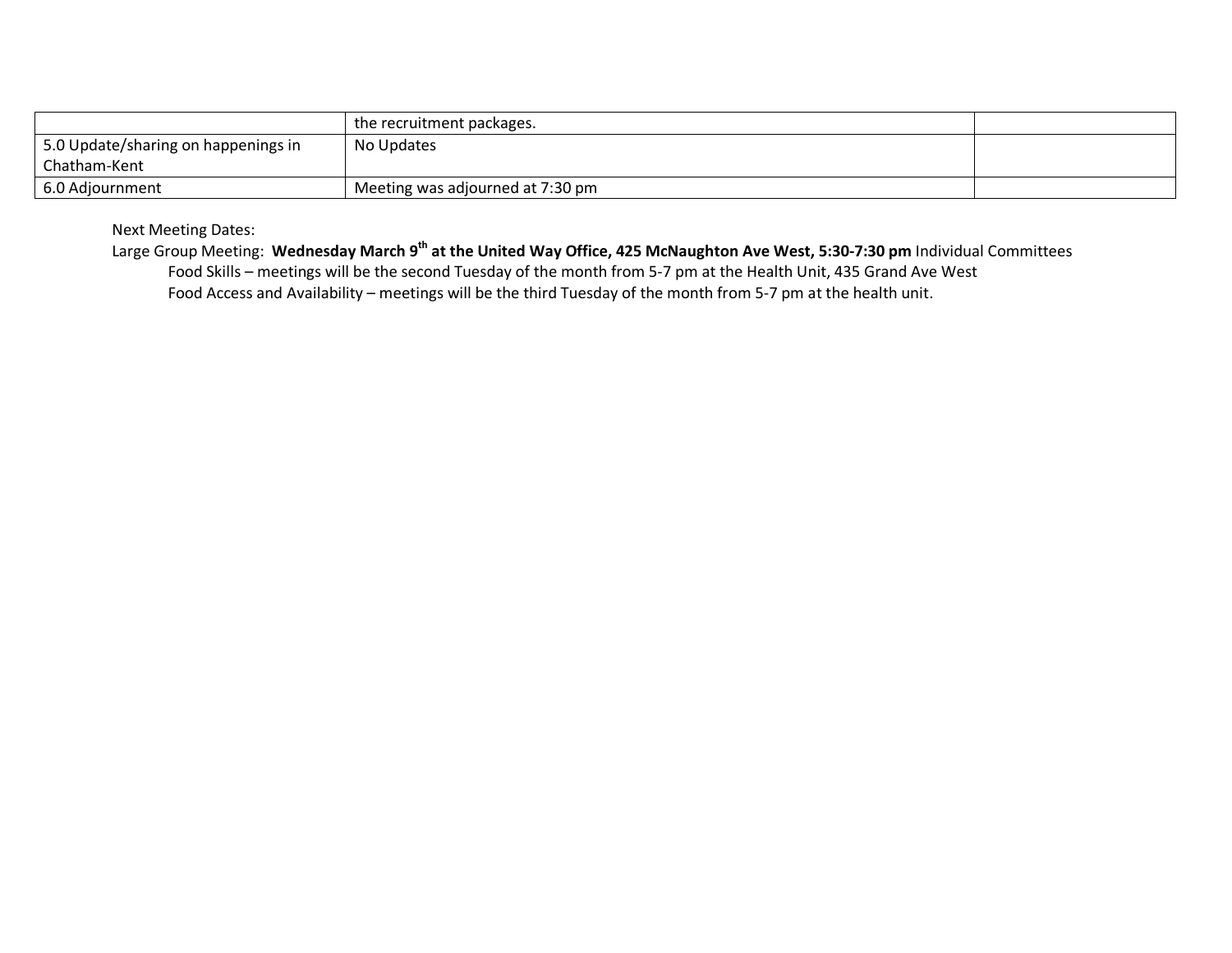| | | |
|---|---|---|
| | the recruitment packages. | |
| 5.0 Update/sharing on happenings in Chatham-Kent | No Updates | |
| 6.0 Adjournment | Meeting was adjourned at 7:30 pm | |

Next Meeting Dates:

Large Group Meeting: **Wednesday March 9th at the United Way Office, 425 McNaughton Ave West, 5:30-7:30 pm** Individual Committees

Food Skills – meetings will be the second Tuesday of the month from 5-7 pm at the Health Unit, 435 Grand Ave West

Food Access and Availability – meetings will be the third Tuesday of the month from 5-7 pm at the health unit.